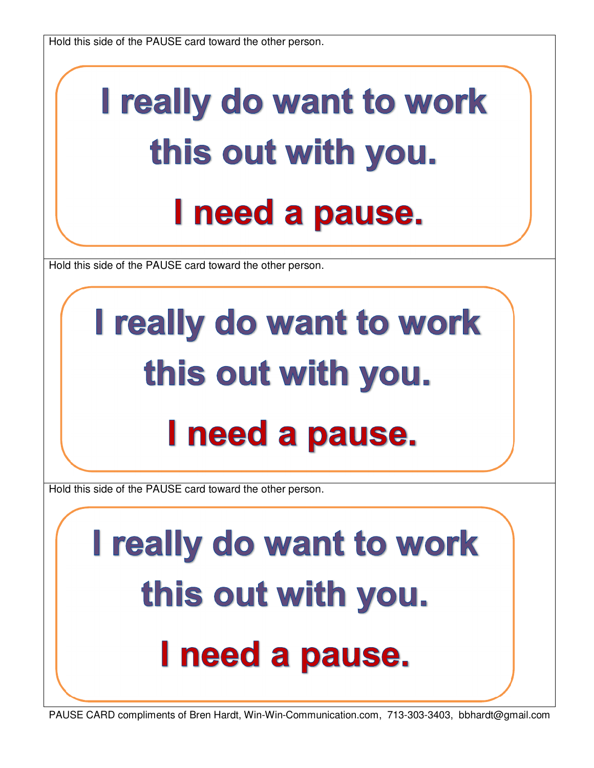Hold this side of the PAUSE card toward the other person.

**I really do want to work this out with you.**

**I need a pause.**

Hold this side of the PAUSE card toward the other person.

**I really do want to work this out with you.**

**I need a pause.**

Hold this side of the PAUSE card toward the other person.

**I really do want to work this out with you.**

**I need a pause.**

PAUSE CARD compliments of Bren Hardt, Win-Win-Communication.com, 713-303-3403, bbhardt@gmail.com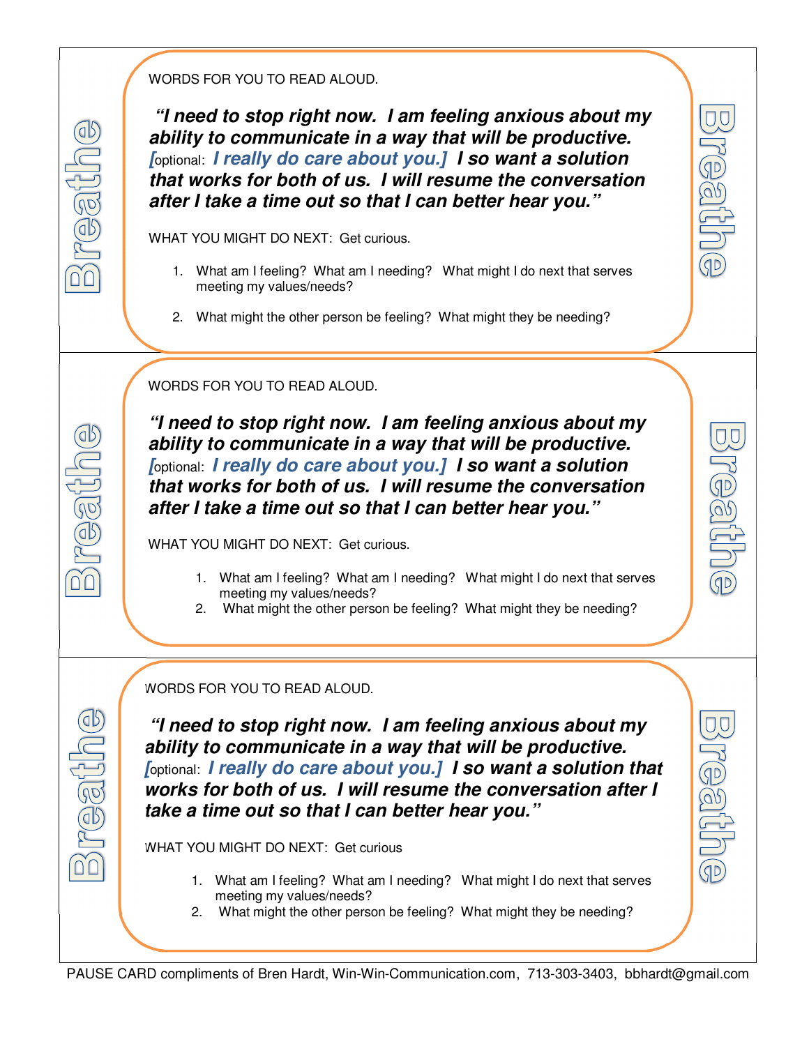Breathe

WORDS FOR YOU TO READ ALOUD.

***"I need to stop right now. I am feeling anxious about my ability to communicate in a way that will be productive. [**optional: **I really do care about you.] I so want a solution that works for both of us. I will resume the conversation after I take a time out so that I can better hear you."***

WHAT YOU MIGHT DO NEXT: Get curious.

1. What am I feeling? What am I needing? What might I do next that serves meeting my values/needs?

2. What might the other person be feeling? What might they be needing?

Breathe

---

Breathe

WORDS FOR YOU TO READ ALOUD.

***"I need to stop right now. I am feeling anxious about my ability to communicate in a way that will be productive. [**optional: **I really do care about you.] I so want a solution that works for both of us. I will resume the conversation after I take a time out so that I can better hear you."***

WHAT YOU MIGHT DO NEXT: Get curious.

1. What am I feeling? What am I needing? What might I do next that serves meeting my values/needs?
2. What might the other person be feeling? What might they be needing?

Breathe

---

Breathe

WORDS FOR YOU TO READ ALOUD.

***"I need to stop right now. I am feeling anxious about my ability to communicate in a way that will be productive. [**optional: **I really do care about you.] I so want a solution that works for both of us. I will resume the conversation after I take a time out so that I can better hear you."***

WHAT YOU MIGHT DO NEXT: Get curious

1. What am I feeling? What am I needing? What might I do next that serves meeting my values/needs?
2. What might the other person be feeling? What might they be needing?

Breathe

PAUSE CARD compliments of Bren Hardt, Win-Win-Communication.com, 713-303-3403, bbhardt@gmail.com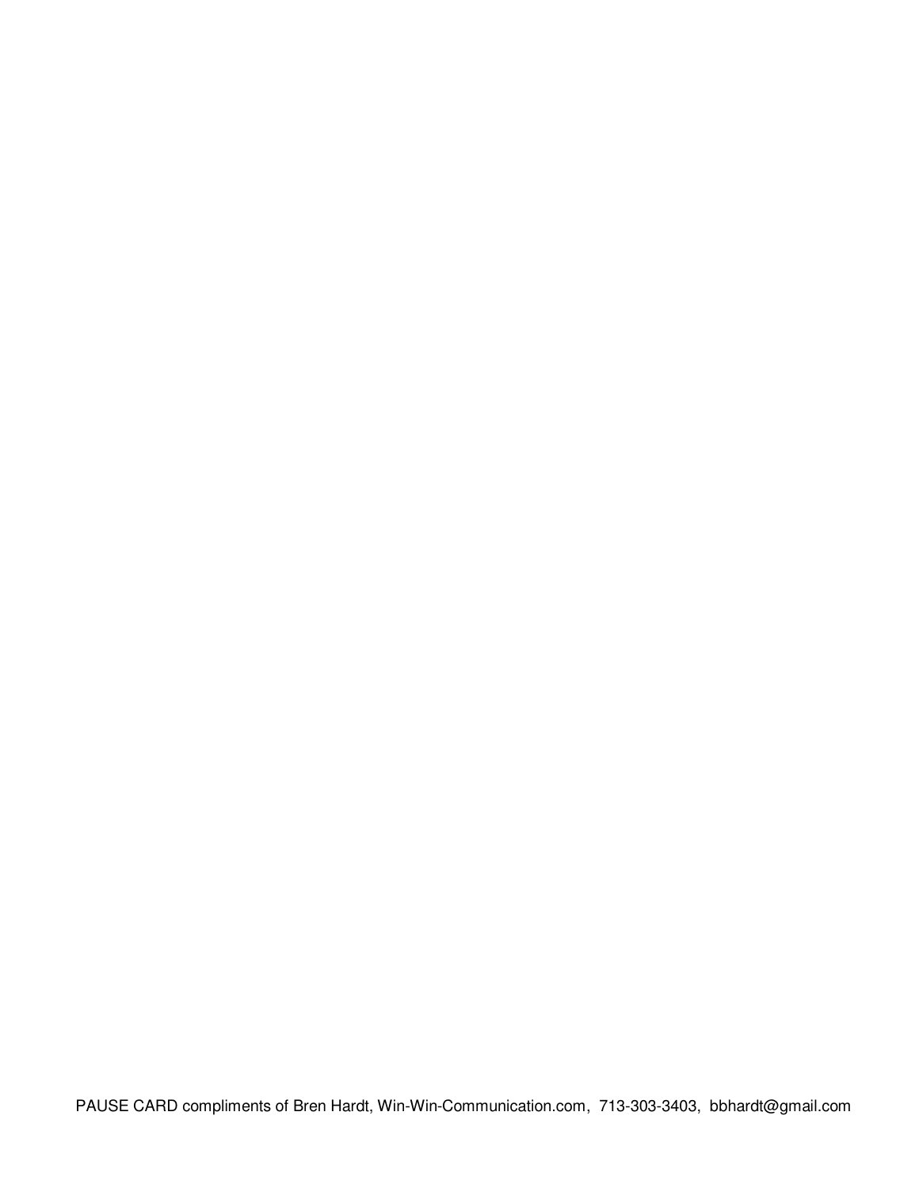PAUSE CARD compliments of Bren Hardt, Win-Win-Communication.com, 713-303-3403, bbhardt@gmail.com